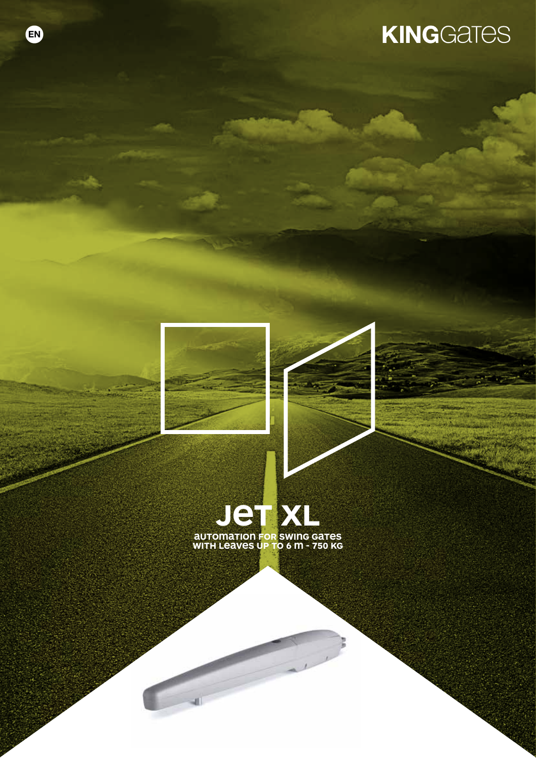EN

KINGGates

# JET XL

**AUTOMATION FOR SWING GATES WITH LEAVES UP TO 6 m - 750 KG**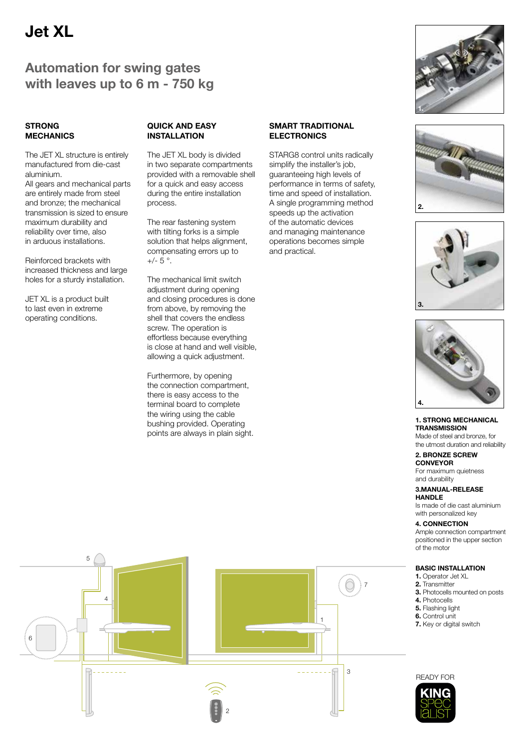# Jet XL

## Automation for swing gates with leaves up to 6 m - 750 kg

### STRONG MECHANICS

The JET XL structure is entirely manufactured from die-cast aluminium.
All gears and mechanical parts are entirely made from steel and bronze; the mechanical transmission is sized to ensure maximum durability and reliability over time, also in arduous installations.

Reinforced brackets with increased thickness and large holes for a sturdy installation.

JET XL is a product built to last even in extreme operating conditions.

### QUICK AND EASY INSTALLATION

The JET XL body is divided in two separate compartments provided with a removable shell for a quick and easy access during the entire installation process.

The rear fastening system with tilting forks is a simple solution that helps alignment, compensating errors up to +/- 5 °.

The mechanical limit switch adjustment during opening and closing procedures is done from above, by removing the shell that covers the endless screw. The operation is effortless because everything is close at hand and well visible, allowing a quick adjustment.

Furthermore, by opening the connection compartment, there is easy access to the terminal board to complete the wiring using the cable bushing provided. Operating points are always in plain sight.

### SMART TRADITIONAL ELECTRONICS

STARG8 control units radically simplify the installer's job, guaranteeing high levels of performance in terms of safety, time and speed of installation. A single programming method speeds up the activation of the automatic devices and managing maintenance operations becomes simple and practical.

**1. STRONG MECHANICAL TRANSMISSION**
Made of steel and bronze, for the utmost duration and reliability

**2. BRONZE SCREW CONVEYOR**
For maximum quietness and durability

**3.MANUAL-RELEASE HANDLE**
Is made of die cast aluminium with personalized key

**4. CONNECTION**
Ample connection compartment positioned in the upper section of the motor

**BASIC INSTALLATION**

**1.** Operator Jet XL
**2.** Transmitter
**3.** Photocells mounted on posts
**4.** Photocells
**5.** Flashing light
**6.** Control unit
**7.** Key or digital switch

READY FOR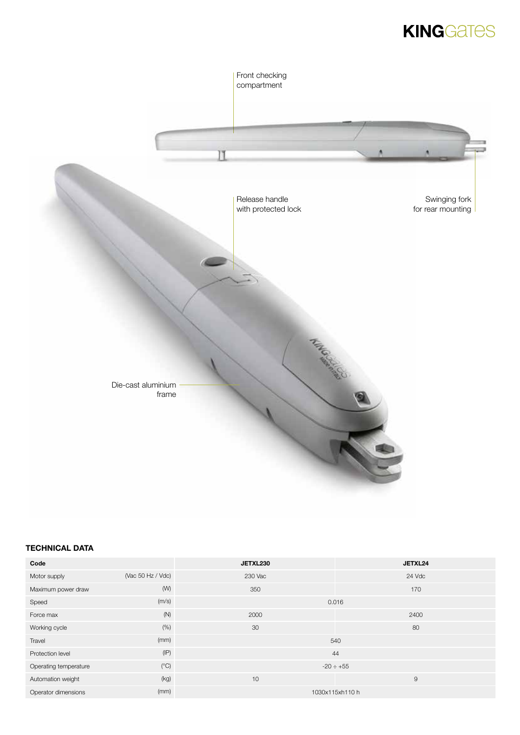Front checking compartment

Release handle with protected lock

Swinging fork for rear mounting

Die-cast aluminium frame

## TECHNICAL DATA

| Code | | JETXL230 | JETXL24 |
|---|---|---|---|
| Motor supply | (Vac 50 Hz / Vdc) | 230 Vac | 24 Vdc |
| Maximum power draw | (W) | 350 | 170 |
| Speed | (m/s) | 0.016 | |
| Force max | (N) | 2000 | 2400 |
| Working cycle | (%) | 30 | 80 |
| Travel | (mm) | 540 | |
| Protection level | (IP) | 44 | |
| Operating temperature | (°C) | -20 ÷ +55 | |
| Automation weight | (kg) | 10 | 9 |
| Operator dimensions | (mm) | 1030x115xh110 h | |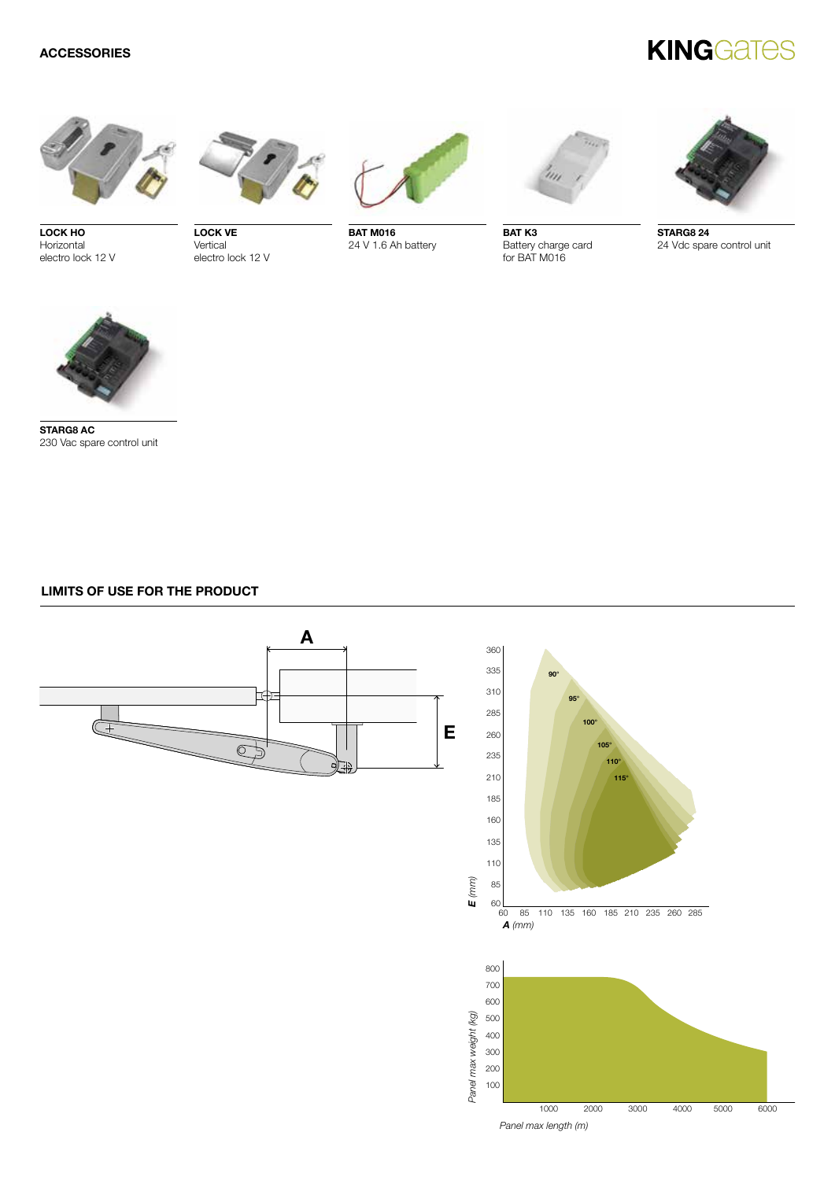## ACCESSORIES

**LOCK HO**
Horizontal
electro lock 12 V

**LOCK VE**
Vertical
electro lock 12 V

**BAT M016**
24 V 1.6 Ah battery

**BAT K3**
Battery charge card
for BAT M016

**STARG8 24**
24 Vdc spare control unit

**STARG8 AC**
230 Vac spare control unit

## LIMITS OF USE FOR THE PRODUCT

A

E

360
335
310
285
260
235
210
185
160
135
110
85
60

90°
95°
100°
105°
110°
115°

*E (mm)*

60 85 110 135 160 185 210 235 260 285

*A (mm)*

800
700
600
500
400
300
200
100

*Panel max weight (kg)*

1000 2000 3000 4000 5000 6000

*Panel max length (m)*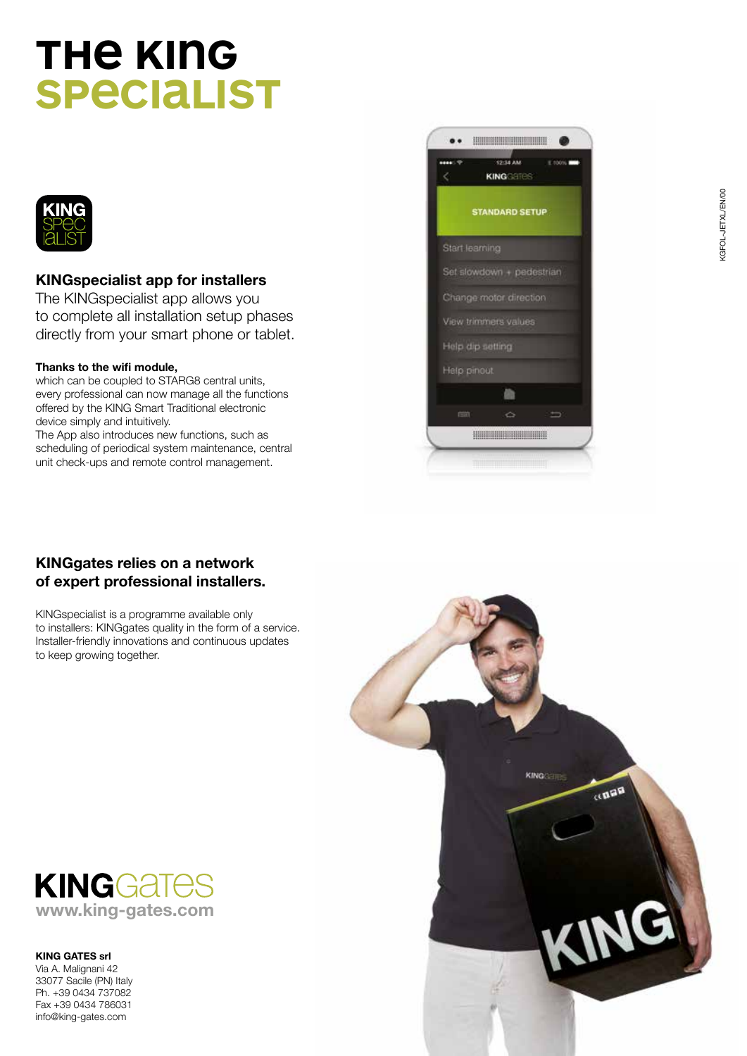# THE KING SPECIALIST

### KINGspecialist app for installers

The KINGspecialist app allows you to complete all installation setup phases directly from your smart phone or tablet.

**Thanks to the wifi module,**
which can be coupled to STARG8 central units, every professional can now manage all the functions offered by the KING Smart Traditional electronic device simply and intuitively.
The App also introduces new functions, such as scheduling of periodical system maintenance, central unit check-ups and remote control management.

### KINGgates relies on a network of expert professional installers.

KINGspecialist is a programme available only to installers: KINGgates quality in the form of a service. Installer-friendly innovations and continuous updates to keep growing together.

KINGGATES
www.king-gates.com

**KING GATES srl**
Via A. Malignani 42
33077 Sacile (PN) Italy
Ph. +39 0434 737082
Fax +39 0434 786031
info@king-gates.com

KGFOL-JETXL/EN/00